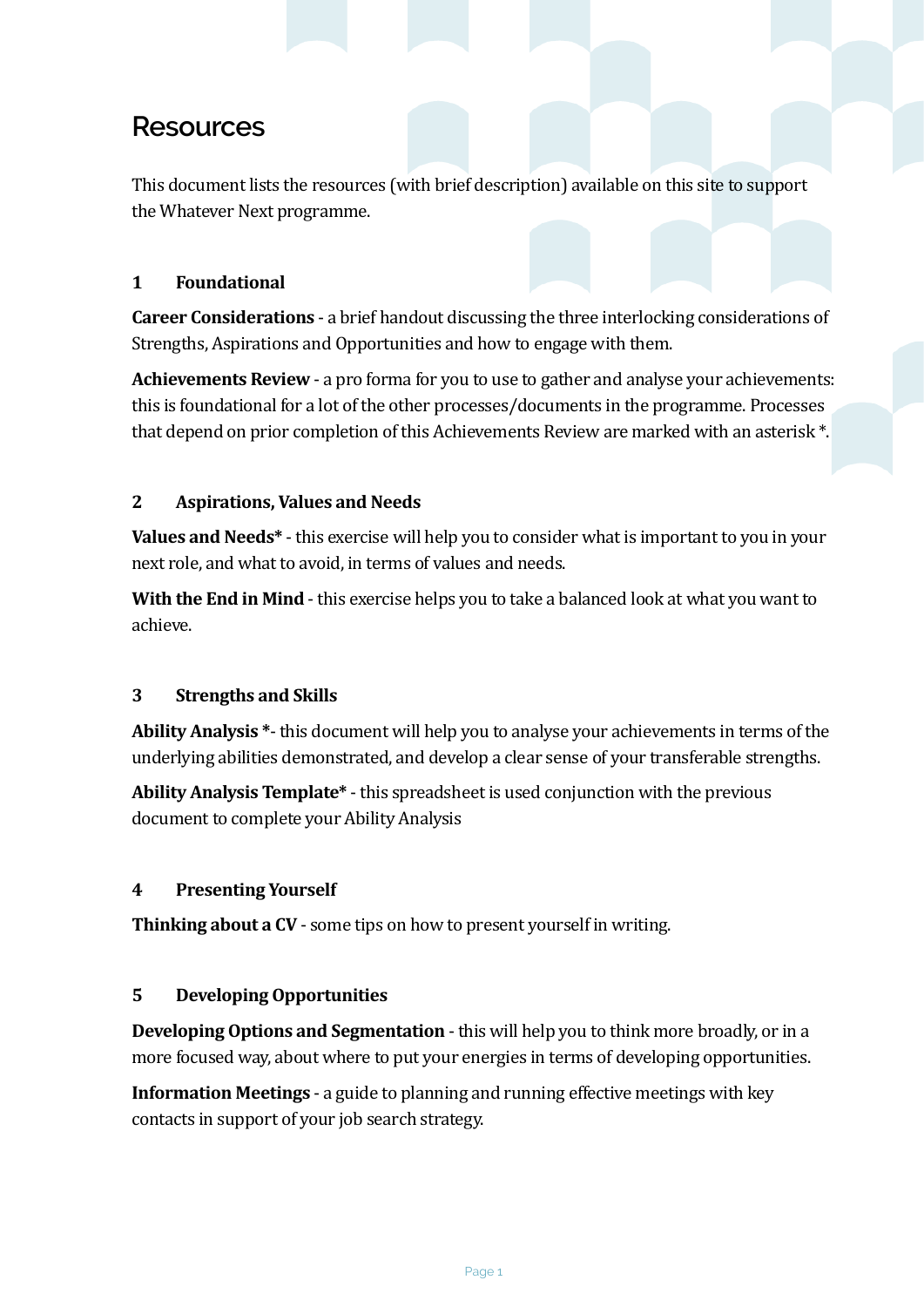# Resources

This document lists the resources (with brief description) available on this site to support the Whatever Next programme.

## 1 Foundational

**Career Considerations** - a brief handout discussing the three interlocking considerations of Strengths, Aspirations and Opportunities and how to engage with them.

**Achievements Review** - a pro forma for you to use to gather and analyse your achievements: this is foundational for a lot of the other processes/documents in the programme. Processes that depend on prior completion of this Achievements Review are marked with an asterisk *.

## 2 Aspirations, Values and Needs

**Values and Needs*** - this exercise will help you to consider what is important to you in your next role, and what to avoid, in terms of values and needs.

**With the End in Mind** - this exercise helps you to take a balanced look at what you want to achieve.

## 3 Strengths and Skills

**Ability Analysis ***- this document will help you to analyse your achievements in terms of the underlying abilities demonstrated, and develop a clear sense of your transferable strengths.

**Ability Analysis Template*** - this spreadsheet is used conjunction with the previous document to complete your Ability Analysis

## 4 Presenting Yourself

**Thinking about a CV** - some tips on how to present yourself in writing.

## 5 Developing Opportunities

**Developing Options and Segmentation** - this will help you to think more broadly, or in a more focused way, about where to put your energies in terms of developing opportunities.

**Information Meetings** - a guide to planning and running effective meetings with key contacts in support of your job search strategy.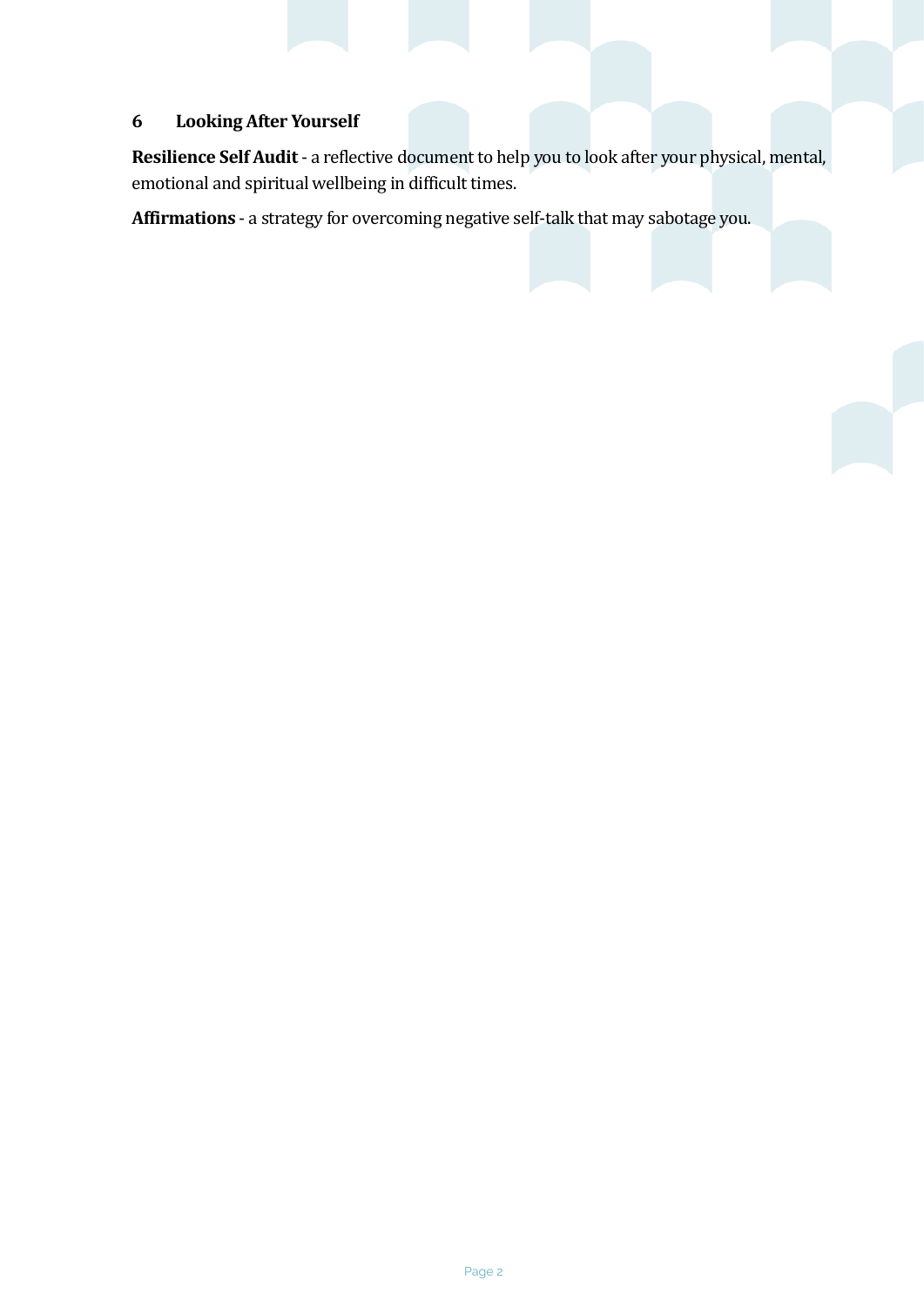## 6 Looking After Yourself

**Resilience Self Audit -** a reflective document to help you to look after your physical, mental, emotional and spiritual wellbeing in difficult times.

**Affirmations -** a strategy for overcoming negative self-talk that may sabotage you.